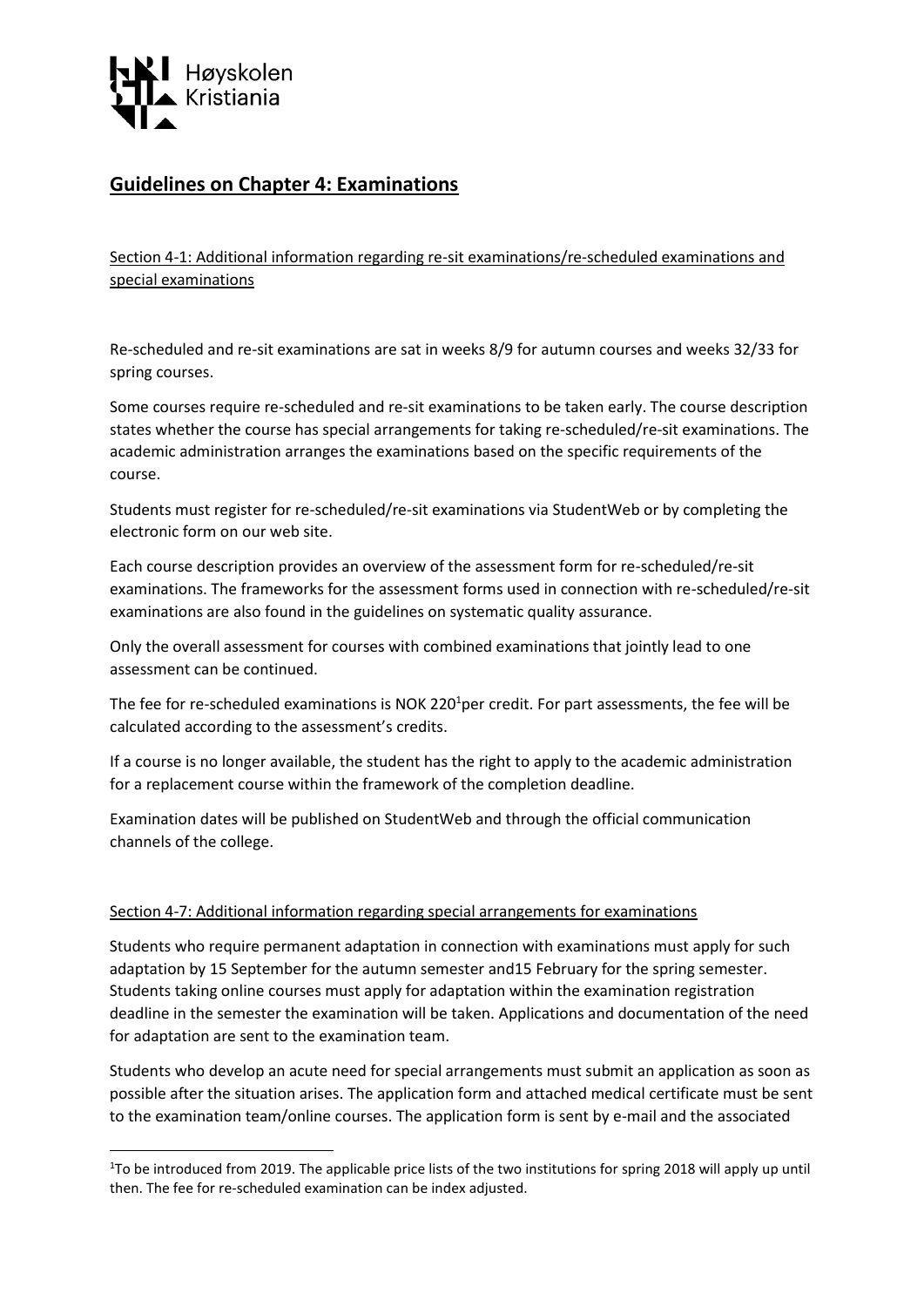# Guidelines on Chapter 4: Examinations

Section 4-1: Additional information regarding re-sit examinations/re-scheduled examinations and special examinations

Re-scheduled and re-sit examinations are sat in weeks 8/9 for autumn courses and weeks 32/33 for spring courses.

Some courses require re-scheduled and re-sit examinations to be taken early. The course description states whether the course has special arrangements for taking re-scheduled/re-sit examinations. The academic administration arranges the examinations based on the specific requirements of the course.

Students must register for re-scheduled/re-sit examinations via StudentWeb or by completing the electronic form on our web site.

Each course description provides an overview of the assessment form for re-scheduled/re-sit examinations. The frameworks for the assessment forms used in connection with re-scheduled/re-sit examinations are also found in the guidelines on systematic quality assurance.

Only the overall assessment for courses with combined examinations that jointly lead to one assessment can be continued.

The fee for re-scheduled examinations is NOK 220[1]per credit. For part assessments, the fee will be calculated according to the assessment's credits.

If a course is no longer available, the student has the right to apply to the academic administration for a replacement course within the framework of the completion deadline.

Examination dates will be published on StudentWeb and through the official communication channels of the college.

Section 4-7: Additional information regarding special arrangements for examinations

Students who require permanent adaptation in connection with examinations must apply for such adaptation by 15 September for the autumn semester and15 February for the spring semester. Students taking online courses must apply for adaptation within the examination registration deadline in the semester the examination will be taken. Applications and documentation of the need for adaptation are sent to the examination team.

Students who develop an acute need for special arrangements must submit an application as soon as possible after the situation arises. The application form and attached medical certificate must be sent to the examination team/online courses. The application form is sent by e-mail and the associated

[1]To be introduced from 2019. The applicable price lists of the two institutions for spring 2018 will apply up until then. The fee for re-scheduled examination can be index adjusted.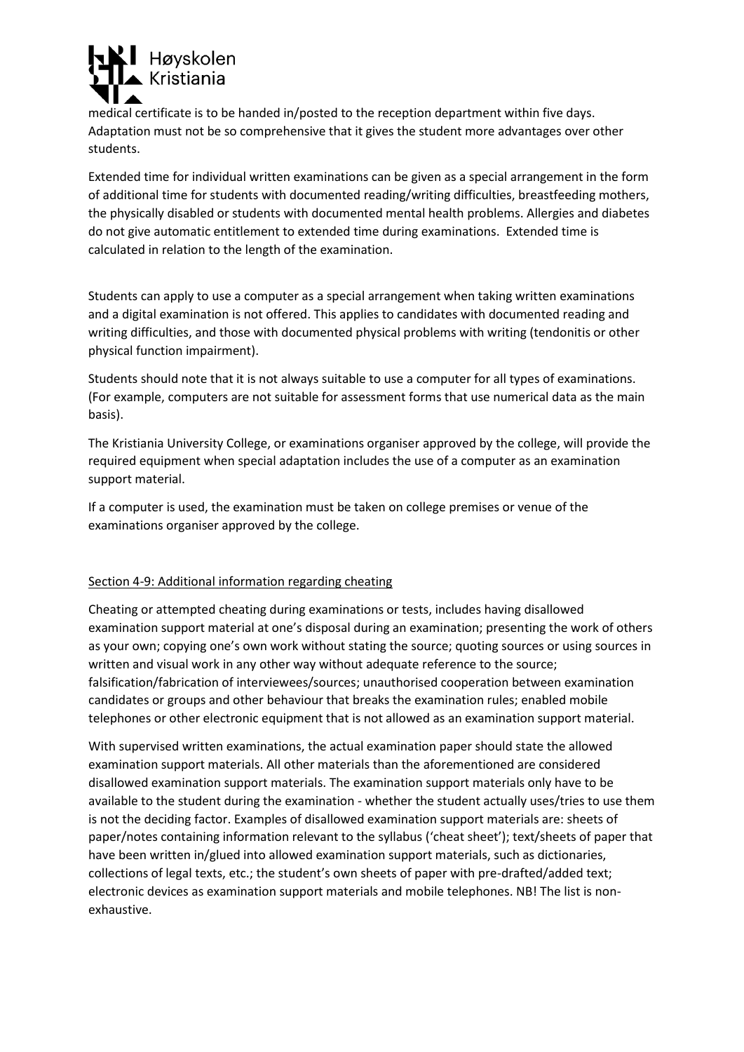medical certificate is to be handed in/posted to the reception department within five days. Adaptation must not be so comprehensive that it gives the student more advantages over other students.

Extended time for individual written examinations can be given as a special arrangement in the form of additional time for students with documented reading/writing difficulties, breastfeeding mothers, the physically disabled or students with documented mental health problems. Allergies and diabetes do not give automatic entitlement to extended time during examinations. Extended time is calculated in relation to the length of the examination.

Students can apply to use a computer as a special arrangement when taking written examinations and a digital examination is not offered. This applies to candidates with documented reading and writing difficulties, and those with documented physical problems with writing (tendonitis or other physical function impairment).

Students should note that it is not always suitable to use a computer for all types of examinations. (For example, computers are not suitable for assessment forms that use numerical data as the main basis).

The Kristiania University College, or examinations organiser approved by the college, will provide the required equipment when special adaptation includes the use of a computer as an examination support material.

If a computer is used, the examination must be taken on college premises or venue of the examinations organiser approved by the college.

## Section 4-9: Additional information regarding cheating

Cheating or attempted cheating during examinations or tests, includes having disallowed examination support material at one's disposal during an examination; presenting the work of others as your own; copying one's own work without stating the source; quoting sources or using sources in written and visual work in any other way without adequate reference to the source; falsification/fabrication of interviewees/sources; unauthorised cooperation between examination candidates or groups and other behaviour that breaks the examination rules; enabled mobile telephones or other electronic equipment that is not allowed as an examination support material.

With supervised written examinations, the actual examination paper should state the allowed examination support materials. All other materials than the aforementioned are considered disallowed examination support materials. The examination support materials only have to be available to the student during the examination - whether the student actually uses/tries to use them is not the deciding factor. Examples of disallowed examination support materials are: sheets of paper/notes containing information relevant to the syllabus ('cheat sheet'); text/sheets of paper that have been written in/glued into allowed examination support materials, such as dictionaries, collections of legal texts, etc.; the student's own sheets of paper with pre-drafted/added text; electronic devices as examination support materials and mobile telephones. NB! The list is non-exhaustive.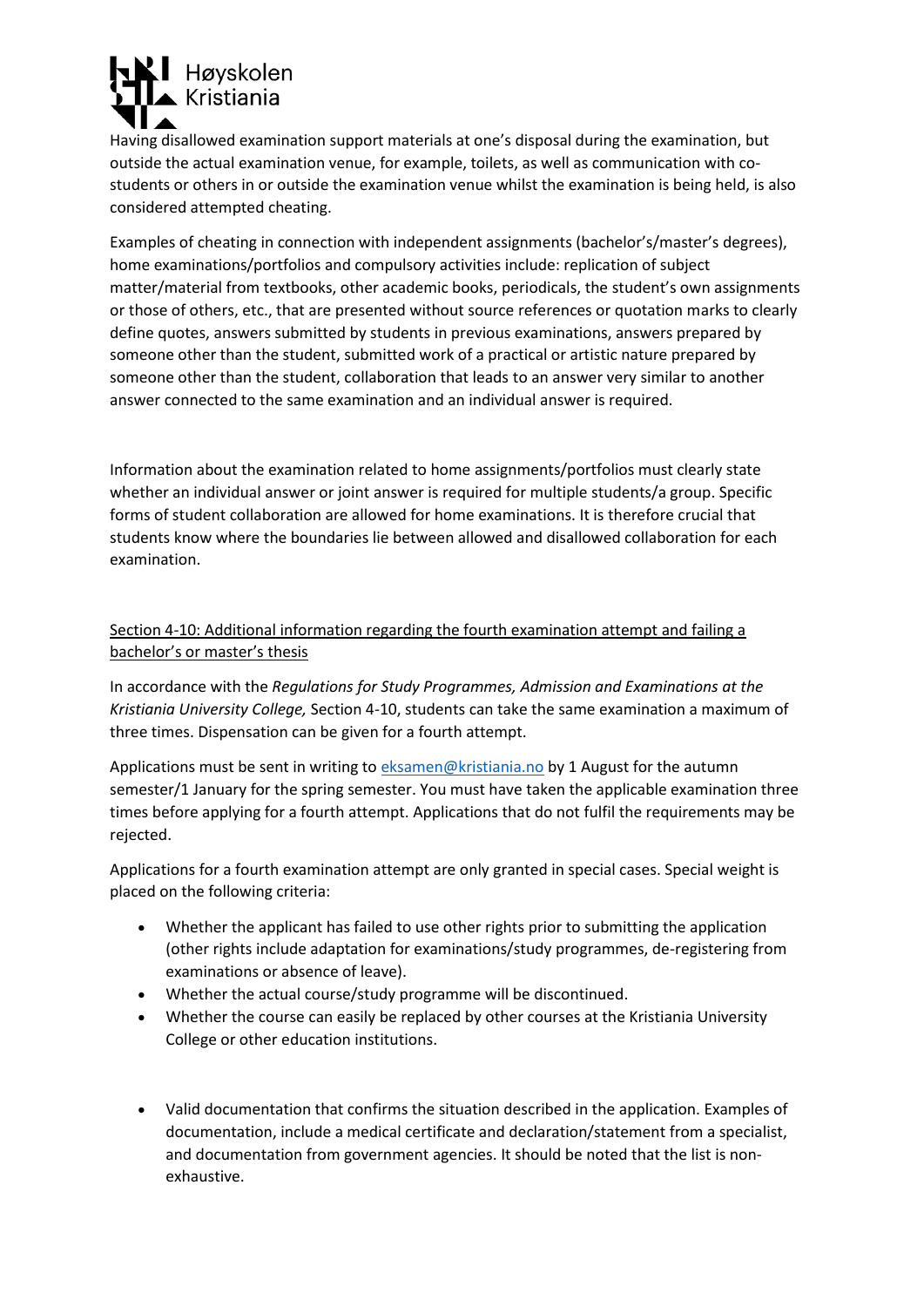Having disallowed examination support materials at one's disposal during the examination, but outside the actual examination venue, for example, toilets, as well as communication with co-students or others in or outside the examination venue whilst the examination is being held, is also considered attempted cheating.

Examples of cheating in connection with independent assignments (bachelor's/master's degrees), home examinations/portfolios and compulsory activities include: replication of subject matter/material from textbooks, other academic books, periodicals, the student's own assignments or those of others, etc., that are presented without source references or quotation marks to clearly define quotes, answers submitted by students in previous examinations, answers prepared by someone other than the student, submitted work of a practical or artistic nature prepared by someone other than the student, collaboration that leads to an answer very similar to another answer connected to the same examination and an individual answer is required.

Information about the examination related to home assignments/portfolios must clearly state whether an individual answer or joint answer is required for multiple students/a group. Specific forms of student collaboration are allowed for home examinations. It is therefore crucial that students know where the boundaries lie between allowed and disallowed collaboration for each examination.

## Section 4-10: Additional information regarding the fourth examination attempt and failing a bachelor's or master's thesis

In accordance with the *Regulations for Study Programmes, Admission and Examinations at the Kristiania University College,* Section 4-10, students can take the same examination a maximum of three times. Dispensation can be given for a fourth attempt.

Applications must be sent in writing to eksamen@kristiania.no by 1 August for the autumn semester/1 January for the spring semester. You must have taken the applicable examination three times before applying for a fourth attempt. Applications that do not fulfil the requirements may be rejected.

Applications for a fourth examination attempt are only granted in special cases. Special weight is placed on the following criteria:

- Whether the applicant has failed to use other rights prior to submitting the application (other rights include adaptation for examinations/study programmes, de-registering from examinations or absence of leave).
- Whether the actual course/study programme will be discontinued.
- Whether the course can easily be replaced by other courses at the Kristiania University College or other education institutions.

- Valid documentation that confirms the situation described in the application. Examples of documentation, include a medical certificate and declaration/statement from a specialist, and documentation from government agencies. It should be noted that the list is non-exhaustive.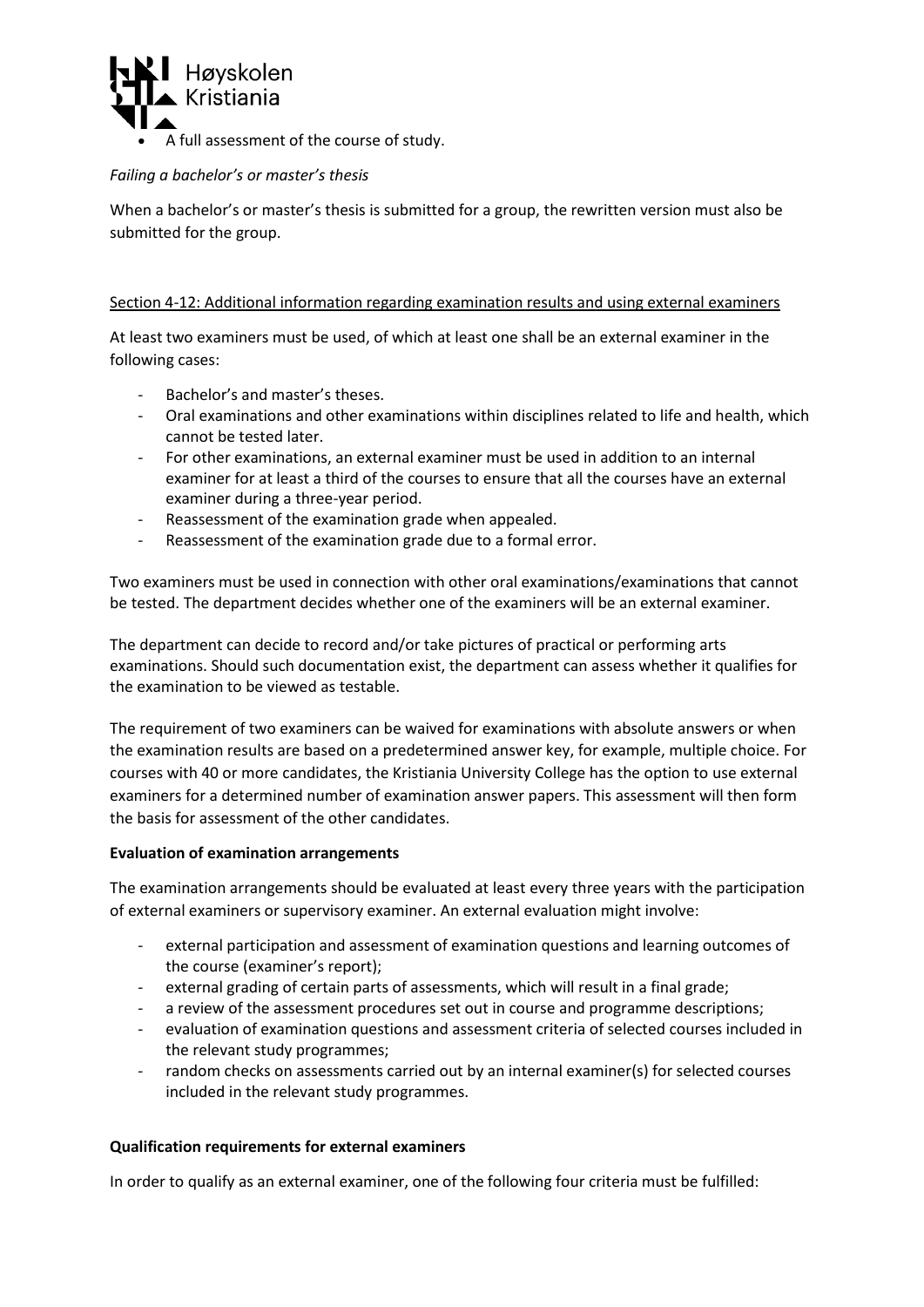- A full assessment of the course of study.

*Failing a bachelor's or master's thesis*

When a bachelor's or master's thesis is submitted for a group, the rewritten version must also be submitted for the group.

Section 4-12: Additional information regarding examination results and using external examiners

At least two examiners must be used, of which at least one shall be an external examiner in the following cases:

- Bachelor's and master's theses.
- Oral examinations and other examinations within disciplines related to life and health, which cannot be tested later.
- For other examinations, an external examiner must be used in addition to an internal examiner for at least a third of the courses to ensure that all the courses have an external examiner during a three-year period.
- Reassessment of the examination grade when appealed.
- Reassessment of the examination grade due to a formal error.

Two examiners must be used in connection with other oral examinations/examinations that cannot be tested. The department decides whether one of the examiners will be an external examiner.

The department can decide to record and/or take pictures of practical or performing arts examinations. Should such documentation exist, the department can assess whether it qualifies for the examination to be viewed as testable.

The requirement of two examiners can be waived for examinations with absolute answers or when the examination results are based on a predetermined answer key, for example, multiple choice. For courses with 40 or more candidates, the Kristiania University College has the option to use external examiners for a determined number of examination answer papers. This assessment will then form the basis for assessment of the other candidates.

**Evaluation of examination arrangements**

The examination arrangements should be evaluated at least every three years with the participation of external examiners or supervisory examiner. An external evaluation might involve:

- external participation and assessment of examination questions and learning outcomes of the course (examiner's report);
- external grading of certain parts of assessments, which will result in a final grade;
- a review of the assessment procedures set out in course and programme descriptions;
- evaluation of examination questions and assessment criteria of selected courses included in the relevant study programmes;
- random checks on assessments carried out by an internal examiner(s) for selected courses included in the relevant study programmes.

**Qualification requirements for external examiners**

In order to qualify as an external examiner, one of the following four criteria must be fulfilled: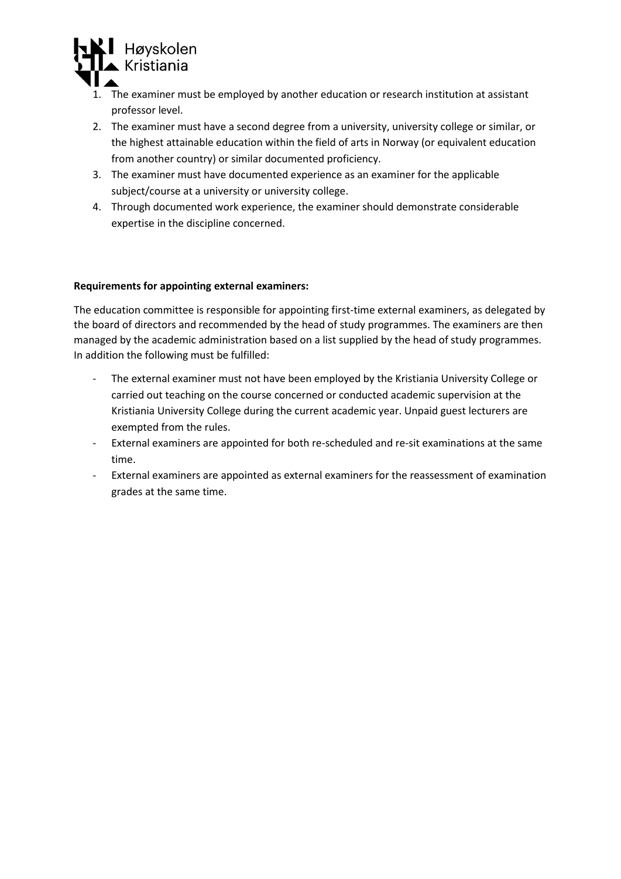1. The examiner must be employed by another education or research institution at assistant professor level.
2. The examiner must have a second degree from a university, university college or similar, or the highest attainable education within the field of arts in Norway (or equivalent education from another country) or similar documented proficiency.
3. The examiner must have documented experience as an examiner for the applicable subject/course at a university or university college.
4. Through documented work experience, the examiner should demonstrate considerable expertise in the discipline concerned.

**Requirements for appointing external examiners:**

The education committee is responsible for appointing first-time external examiners, as delegated by the board of directors and recommended by the head of study programmes. The examiners are then managed by the academic administration based on a list supplied by the head of study programmes. In addition the following must be fulfilled:

- The external examiner must not have been employed by the Kristiania University College or carried out teaching on the course concerned or conducted academic supervision at the Kristiania University College during the current academic year. Unpaid guest lecturers are exempted from the rules.
- External examiners are appointed for both re-scheduled and re-sit examinations at the same time.
- External examiners are appointed as external examiners for the reassessment of examination grades at the same time.